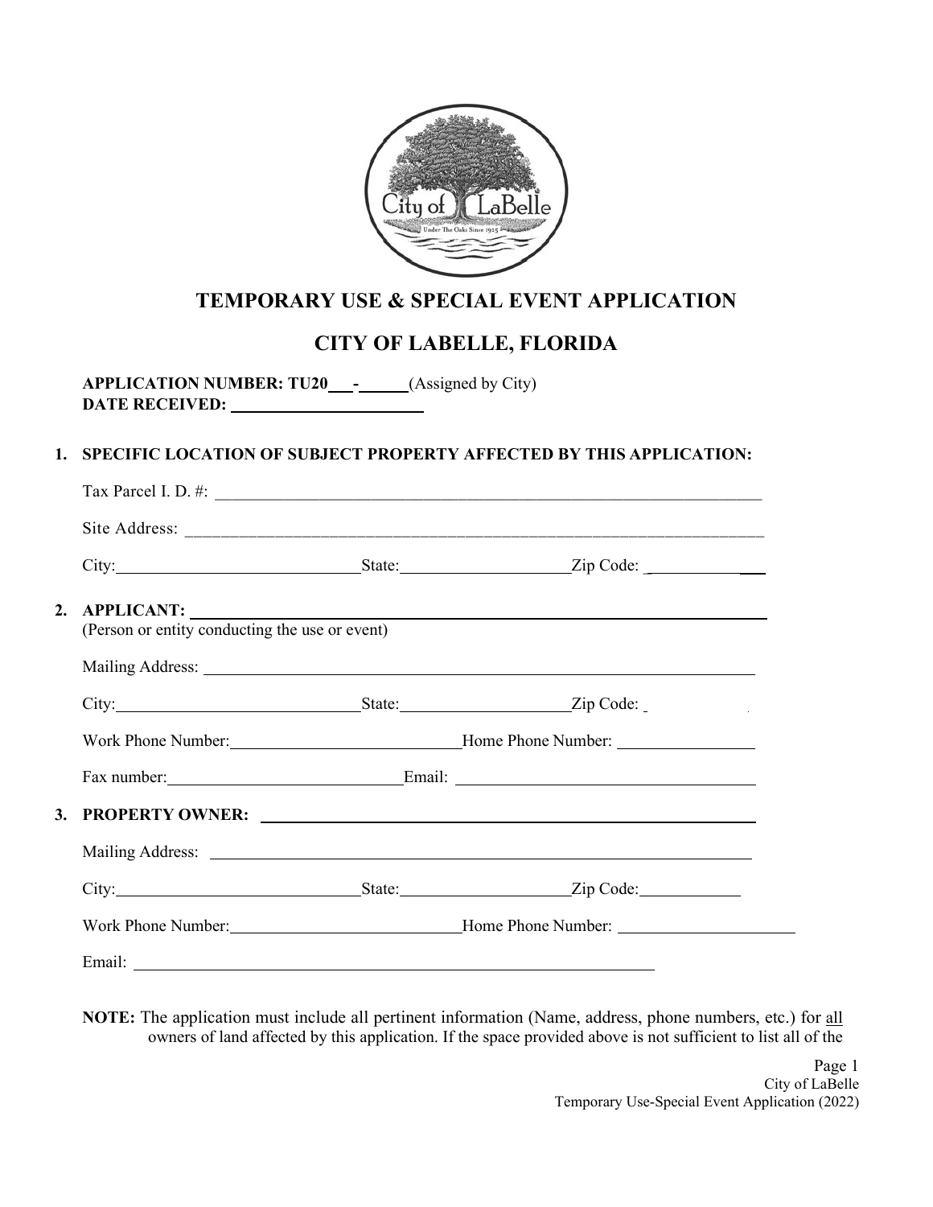# TEMPORARY USE & SPECIAL EVENT APPLICATION

## CITY OF LABELLE, FLORIDA

**APPLICATION NUMBER: TU20\_\_\_-\_\_\_\_\_\_** (Assigned by City)
**DATE RECEIVED:** \_\_\_\_\_\_\_\_\_\_\_\_\_\_\_\_\_\_\_\_\_\_

1. **SPECIFIC LOCATION OF SUBJECT PROPERTY AFFECTED BY THIS APPLICATION:**

   Tax Parcel I. D. #: \_\_\_\_\_\_\_\_\_\_\_\_\_\_\_\_\_\_\_\_\_\_\_\_\_\_\_\_\_\_\_\_\_\_\_\_\_\_\_\_\_\_\_\_\_\_\_\_\_\_\_\_\_\_\_\_\_\_\_\_\_\_\_\_

   Site Address: \_\_\_\_\_\_\_\_\_\_\_\_\_\_\_\_\_\_\_\_\_\_\_\_\_\_\_\_\_\_\_\_\_\_\_\_\_\_\_\_\_\_\_\_\_\_\_\_\_\_\_\_\_\_\_\_\_\_\_\_\_\_\_\_\_\_\_\_

   City:\_\_\_\_\_\_\_\_\_\_\_\_\_\_\_\_\_\_\_\_\_\_\_\_\_\_\_\_\_\_State:\_\_\_\_\_\_\_\_\_\_\_\_\_\_\_\_\_\_\_\_\_Zip Code: \_\_\_\_\_\_\_\_\_\_\_\_\_\_\_

2. **APPLICANT:** \_\_\_\_\_\_\_\_\_\_\_\_\_\_\_\_\_\_\_\_\_\_\_\_\_\_\_\_\_\_\_\_\_\_\_\_\_\_\_\_\_\_\_\_\_\_\_\_\_\_\_\_\_\_\_\_\_\_\_\_\_\_\_\_\_
   (Person or entity conducting the use or event)

   Mailing Address: \_\_\_\_\_\_\_\_\_\_\_\_\_\_\_\_\_\_\_\_\_\_\_\_\_\_\_\_\_\_\_\_\_\_\_\_\_\_\_\_\_\_\_\_\_\_\_\_\_\_\_\_\_\_\_\_\_\_\_\_\_\_\_

   City:\_\_\_\_\_\_\_\_\_\_\_\_\_\_\_\_\_\_\_\_\_\_\_\_\_\_\_\_\_\_State:\_\_\_\_\_\_\_\_\_\_\_\_\_\_\_\_\_\_\_\_\_Zip Code: \_

   Work Phone Number:\_\_\_\_\_\_\_\_\_\_\_\_\_\_\_\_\_\_\_\_\_\_\_\_\_\_\_\_Home Phone Number: \_\_\_\_\_\_\_\_\_\_\_\_\_\_\_\_\_\_

   Fax number:\_\_\_\_\_\_\_\_\_\_\_\_\_\_\_\_\_\_\_\_\_\_\_\_\_\_\_\_\_Email: \_\_\_\_\_\_\_\_\_\_\_\_\_\_\_\_\_\_\_\_\_\_\_\_\_\_\_\_\_\_\_\_\_\_\_\_\_\_\_

3. **PROPERTY OWNER:** \_\_\_\_\_\_\_\_\_\_\_\_\_\_\_\_\_\_\_\_\_\_\_\_\_\_\_\_\_\_\_\_\_\_\_\_\_\_\_\_\_\_\_\_\_\_\_\_\_\_\_\_\_\_\_\_\_\_\_\_\_\_\_

   Mailing Address: \_\_\_\_\_\_\_\_\_\_\_\_\_\_\_\_\_\_\_\_\_\_\_\_\_\_\_\_\_\_\_\_\_\_\_\_\_\_\_\_\_\_\_\_\_\_\_\_\_\_\_\_\_\_\_\_\_\_\_\_\_\_\_

   City:\_\_\_\_\_\_\_\_\_\_\_\_\_\_\_\_\_\_\_\_\_\_\_\_\_\_\_\_\_\_State:\_\_\_\_\_\_\_\_\_\_\_\_\_\_\_\_\_\_\_\_\_Zip Code:\_\_\_\_\_\_\_\_\_\_\_\_

   Work Phone Number:\_\_\_\_\_\_\_\_\_\_\_\_\_\_\_\_\_\_\_\_\_\_\_\_\_\_\_\_Home Phone Number: \_\_\_\_\_\_\_\_\_\_\_\_\_\_\_\_\_\_\_\_\_\_

   Email: \_\_\_\_\_\_\_\_\_\_\_\_\_\_\_\_\_\_\_\_\_\_\_\_\_\_\_\_\_\_\_\_\_\_\_\_\_\_\_\_\_\_\_\_\_\_\_\_\_\_\_\_\_\_\_\_\_\_\_\_\_\_\_

**NOTE:** The application must include all pertinent information (Name, address, phone numbers, etc.) for all owners of land affected by this application. If the space provided above is not sufficient to list all of the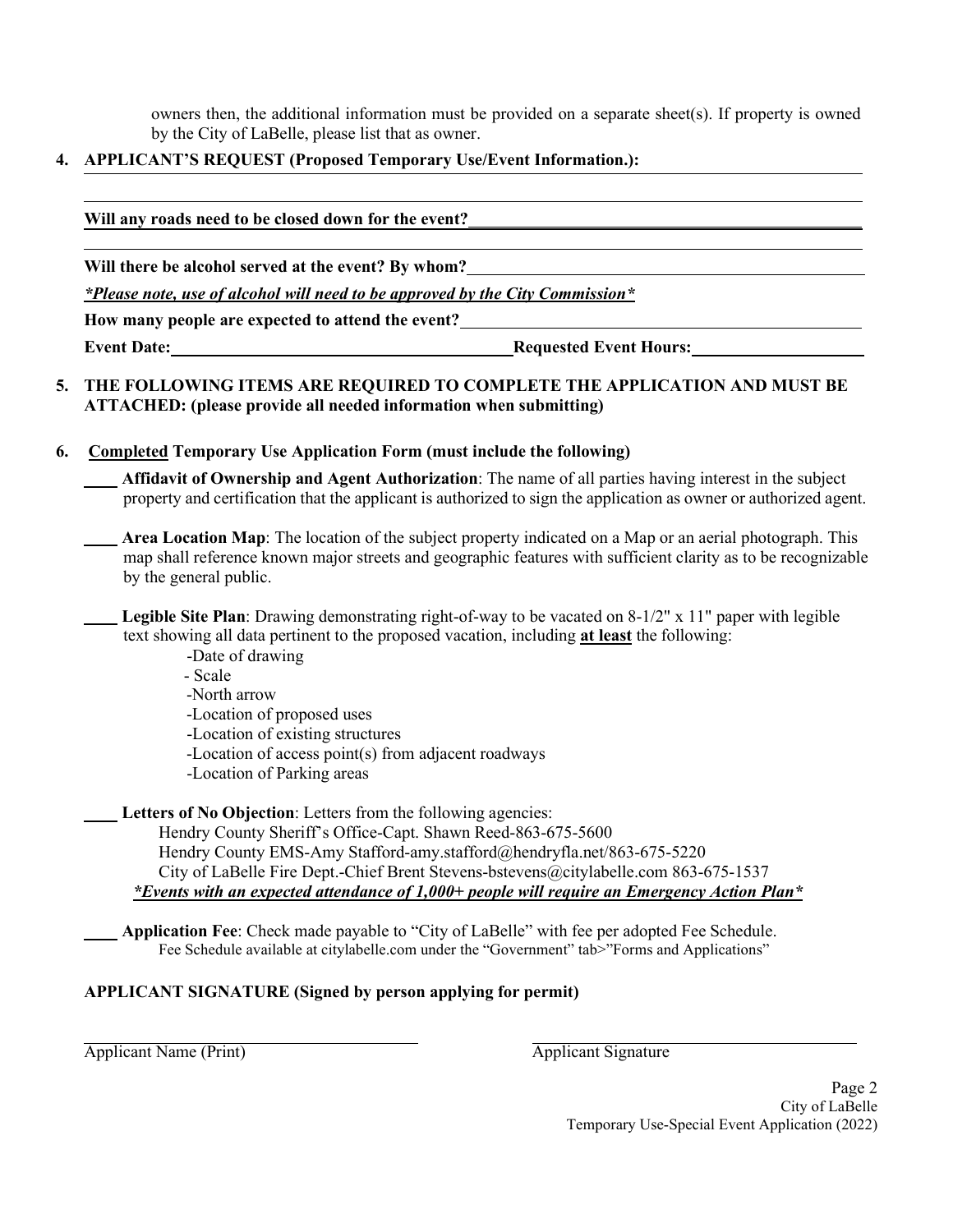owners then, the additional information must be provided on a separate sheet(s). If property is owned by the City of LaBelle, please list that as owner.

**4. APPLICANT'S REQUEST (Proposed Temporary Use/Event Information.):** \_\_\_\_\_\_\_\_\_\_\_\_\_\_\_\_\_\_\_\_

\_\_\_\_\_\_\_\_\_\_\_\_\_\_\_\_\_\_\_\_\_\_\_\_\_\_\_\_\_\_\_\_\_\_\_\_\_\_\_\_\_\_\_\_\_\_\_\_\_\_\_\_\_\_\_\_

**Will any roads need to be closed down for the event?** \_\_\_\_\_\_\_\_\_\_\_\_\_\_\_\_\_\_\_\_

\_\_\_\_\_\_\_\_\_\_\_\_\_\_\_\_\_\_\_\_\_\_\_\_\_\_\_\_\_\_\_\_\_\_\_\_\_\_\_\_\_\_\_\_\_\_\_\_\_\_\_\_\_\_\_\_

**Will there be alcohol served at the event? By whom?** \_\_\_\_\_\_\_\_\_\_\_\_\_\_\_\_\_\_\_\_

***Please note, use of alcohol will need to be approved by the City Commission***

**How many people are expected to attend the event?** \_\_\_\_\_\_\_\_\_\_\_\_\_\_\_\_\_\_\_\_

**Event Date:** \_\_\_\_\_\_\_\_\_\_\_\_\_\_\_\_\_\_\_\_ **Requested Event Hours:** \_\_\_\_\_\_\_\_\_\_\_\_\_\_\_\_\_\_\_\_

**5. THE FOLLOWING ITEMS ARE REQUIRED TO COMPLETE THE APPLICATION AND MUST BE ATTACHED: (please provide all needed information when submitting)**

**6. Completed Temporary Use Application Form (must include the following)**

\_\_\_\_ **Affidavit of Ownership and Agent Authorization**: The name of all parties having interest in the subject property and certification that the applicant is authorized to sign the application as owner or authorized agent.

\_\_\_\_ **Area Location Map**: The location of the subject property indicated on a Map or an aerial photograph. This map shall reference known major streets and geographic features with sufficient clarity as to be recognizable by the general public.

\_\_\_\_ **Legible Site Plan**: Drawing demonstrating right-of-way to be vacated on 8-1/2" x 11" paper with legible text showing all data pertinent to the proposed vacation, including **at least** the following:

- Date of drawing
- Scale
- North arrow
- Location of proposed uses
- Location of existing structures
- Location of access point(s) from adjacent roadways
- Location of Parking areas

\_\_\_\_ **Letters of No Objection**: Letters from the following agencies:

Hendry County Sheriff's Office-Capt. Shawn Reed-863-675-5600
Hendry County EMS-Amy Stafford-amy.stafford@hendryfla.net/863-675-5220
City of LaBelle Fire Dept.-Chief Brent Stevens-bstevens@citylabelle.com 863-675-1537

***Events with an expected attendance of 1,000+ people will require an Emergency Action Plan***

\_\_\_\_ **Application Fee**: Check made payable to "City of LaBelle" with fee per adopted Fee Schedule.
Fee Schedule available at citylabelle.com under the "Government" tab>"Forms and Applications"

**APPLICANT SIGNATURE (Signed by person applying for permit)**

\_\_\_\_\_\_\_\_\_\_\_\_\_\_\_\_\_\_\_\_ \_\_\_\_\_\_\_\_\_\_\_\_\_\_\_\_\_\_\_\_

Applicant Name (Print) Applicant Signature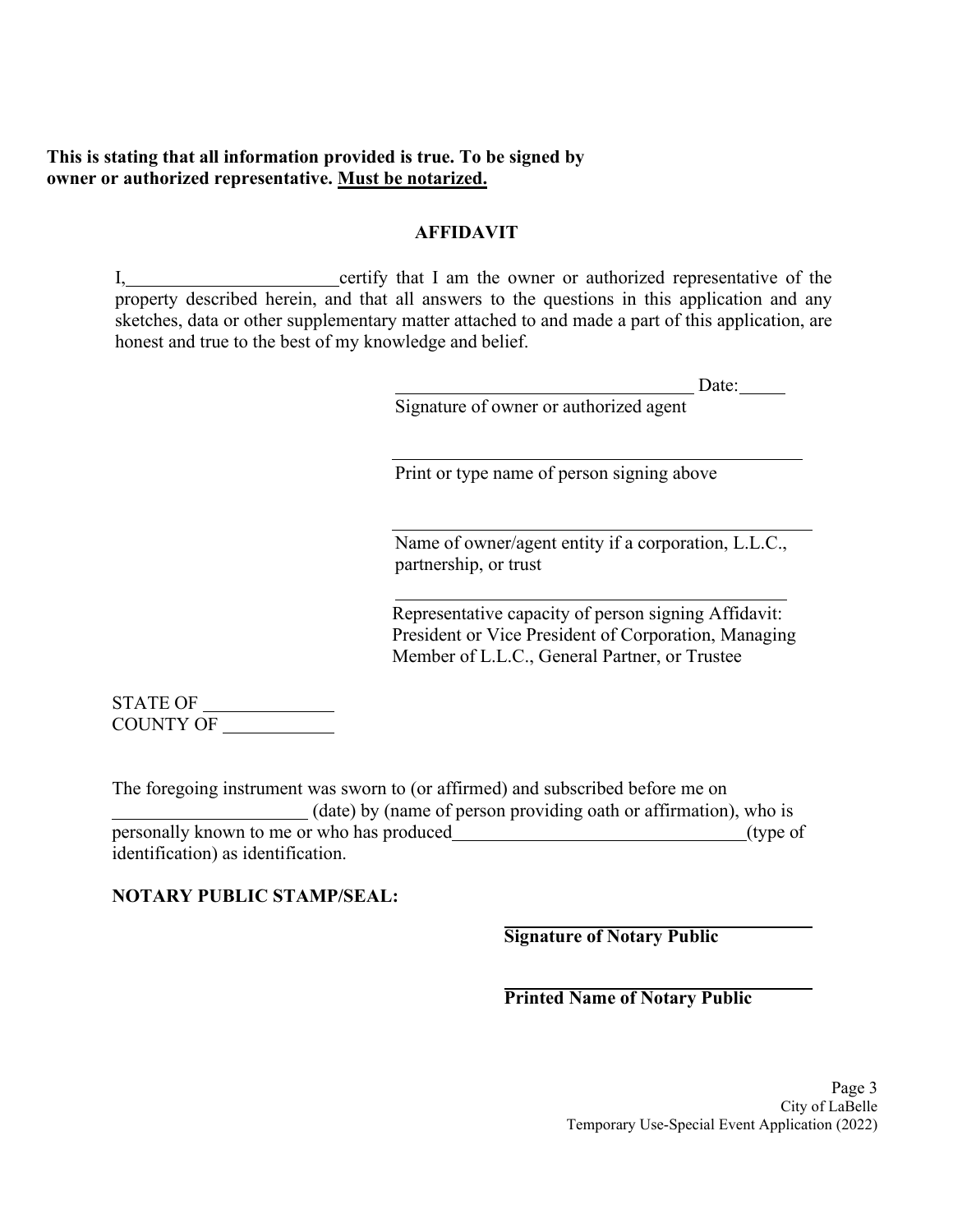**This is stating that all information provided is true. To be signed by owner or authorized representative. Must be notarized.**

## AFFIDAVIT

I, \_\_\_\_\_\_\_\_\_\_\_\_\_\_\_\_\_\_\_\_\_\_\_\_ certify that I am the owner or authorized representative of the property described herein, and that all answers to the questions in this application and any sketches, data or other supplementary matter attached to and made a part of this application, are honest and true to the best of my knowledge and belief.

\_\_\_\_\_\_\_\_\_\_\_\_\_\_\_\_\_\_\_\_\_\_\_\_\_\_\_\_\_\_\_\_\_\_ Date: \_\_\_\_\_
Signature of owner or authorized agent

\_\_\_\_\_\_\_\_\_\_\_\_\_\_\_\_\_\_\_\_\_\_\_\_\_\_\_\_\_\_\_\_\_\_\_\_\_\_\_\_\_\_\_\_\_
Print or type name of person signing above

\_\_\_\_\_\_\_\_\_\_\_\_\_\_\_\_\_\_\_\_\_\_\_\_\_\_\_\_\_\_\_\_\_\_\_\_\_\_\_\_\_\_\_\_\_
Name of owner/agent entity if a corporation, L.L.C., partnership, or trust

\_\_\_\_\_\_\_\_\_\_\_\_\_\_\_\_\_\_\_\_\_\_\_\_\_\_\_\_\_\_\_\_\_\_\_\_\_\_\_\_\_\_\_
Representative capacity of person signing Affidavit: President or Vice President of Corporation, Managing Member of L.L.C., General Partner, or Trustee

STATE OF \_\_\_\_\_\_\_\_\_\_\_\_\_\_
COUNTY OF \_\_\_\_\_\_\_\_\_\_\_\_

The foregoing instrument was sworn to (or affirmed) and subscribed before me on \_\_\_\_\_\_\_\_\_\_\_\_\_\_\_\_\_\_\_\_\_\_ (date) by (name of person providing oath or affirmation), who is personally known to me or who has produced \_\_\_\_\_\_\_\_\_\_\_\_\_\_\_\_\_\_\_\_\_\_\_\_\_\_\_\_\_\_\_\_ (type of identification) as identification.

**NOTARY PUBLIC STAMP/SEAL:**

\_\_\_\_\_\_\_\_\_\_\_\_\_\_\_\_\_\_\_\_\_\_\_\_\_\_\_\_\_\_\_\_\_\_
**Signature of Notary Public**

\_\_\_\_\_\_\_\_\_\_\_\_\_\_\_\_\_\_\_\_\_\_\_\_\_\_\_\_\_\_\_\_\_\_
**Printed Name of Notary Public**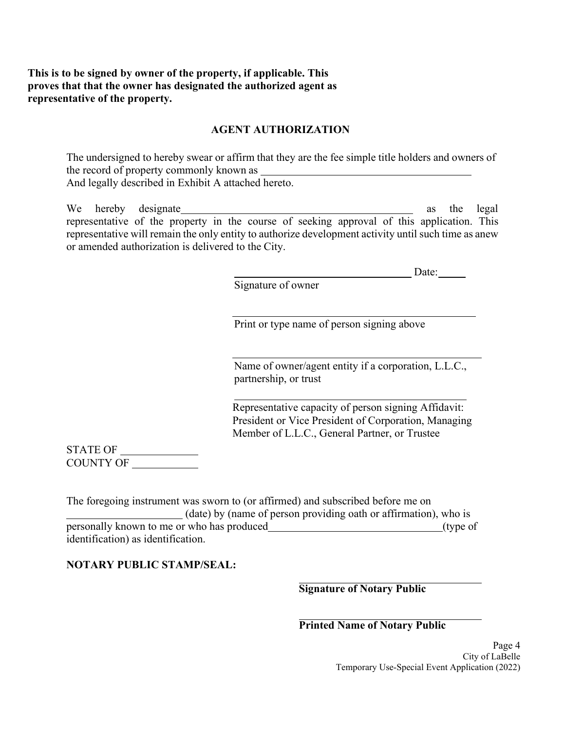**This is to be signed by owner of the property, if applicable. This proves that that the owner has designated the authorized agent as representative of the property.**

## AGENT AUTHORIZATION

The undersigned to hereby swear or affirm that they are the fee simple title holders and owners of the record of property commonly known as ________________________________________
And legally described in Exhibit A attached hereto.

We hereby designate__________________________________________ as the legal representative of the property in the course of seeking approval of this application. This representative will remain the only entity to authorize development activity until such time as anew or amended authorization is delivered to the City.

_________________________________ Date:_____
Signature of owner

_____________________________________________
Print or type name of person signing above

_____________________________________________
Name of owner/agent entity if a corporation, L.L.C., partnership, or trust

_____________________________________________
Representative capacity of person signing Affidavit: President or Vice President of Corporation, Managing Member of L.L.C., General Partner, or Trustee

STATE OF ______________
COUNTY OF ____________

The foregoing instrument was sworn to (or affirmed) and subscribed before me on _____________________ (date) by (name of person providing oath or affirmation), who is personally known to me or who has produced________________________________(type of identification) as identification.

**NOTARY PUBLIC STAMP/SEAL:**

_________________________________
**Signature of Notary Public**

_________________________________
**Printed Name of Notary Public**

City of LaBelle
Temporary Use-Special Event Application (2022)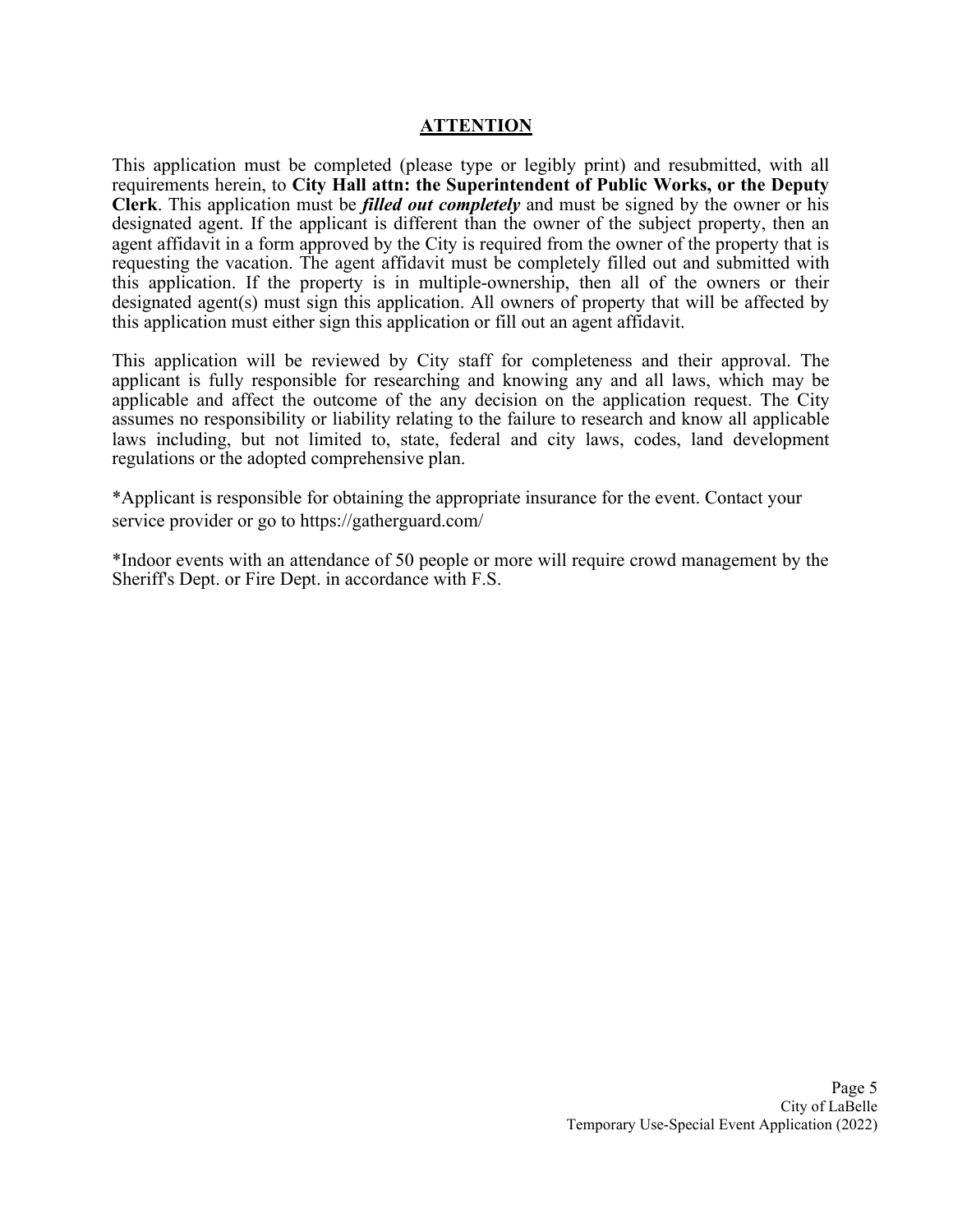## ATTENTION

This application must be completed (please type or legibly print) and resubmitted, with all requirements herein, to **City Hall attn: the Superintendent of Public Works, or the Deputy Clerk**. This application must be ***filled out completely*** and must be signed by the owner or his designated agent. If the applicant is different than the owner of the subject property, then an agent affidavit in a form approved by the City is required from the owner of the property that is requesting the vacation. The agent affidavit must be completely filled out and submitted with this application. If the property is in multiple-ownership, then all of the owners or their designated agent(s) must sign this application. All owners of property that will be affected by this application must either sign this application or fill out an agent affidavit.

This application will be reviewed by City staff for completeness and their approval. The applicant is fully responsible for researching and knowing any and all laws, which may be applicable and affect the outcome of the any decision on the application request. The City assumes no responsibility or liability relating to the failure to research and know all applicable laws including, but not limited to, state, federal and city laws, codes, land development regulations or the adopted comprehensive plan.

*Applicant is responsible for obtaining the appropriate insurance for the event. Contact your service provider or go to https://gatherguard.com/

*Indoor events with an attendance of 50 people or more will require crowd management by the Sheriff's Dept. or Fire Dept. in accordance with F.S.